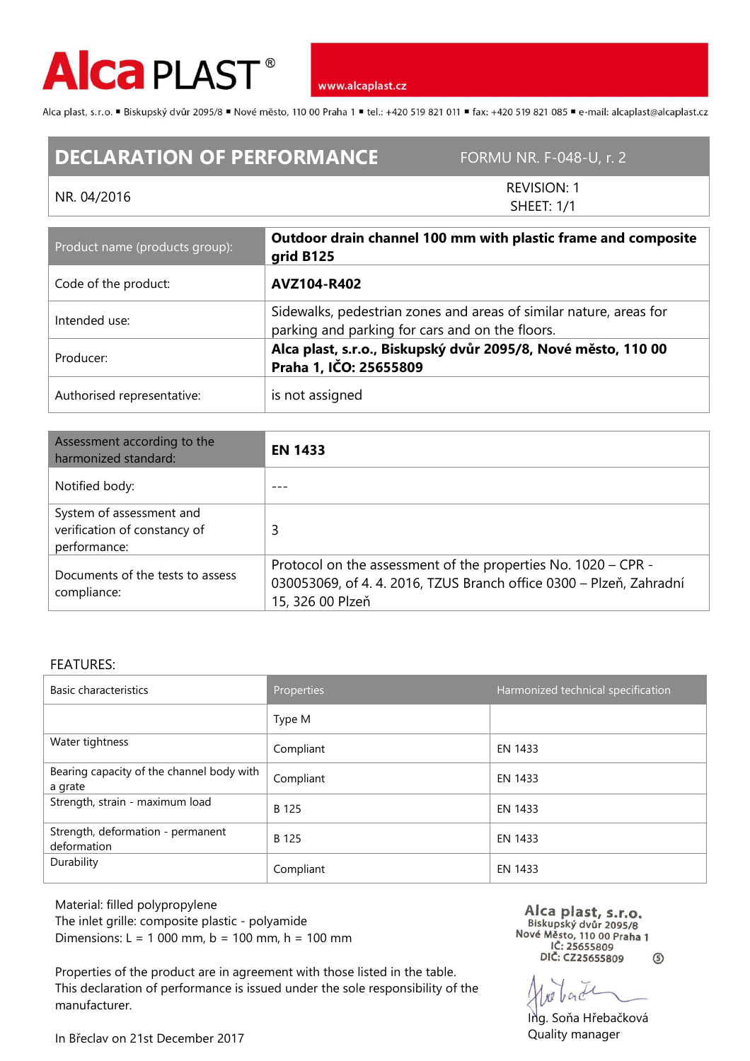**Alca PLAST®** www.alcaplast.cz

Alca plast, s.r.o. ▪ Biskupský dvůr 2095/8 ▪ Nové město, 110 00 Praha 1 ▪ tel.: +420 519 821 011 ▪ fax: +420 519 821 085 ▪ e-mail: alcaplast@alcaplast.cz

# DECLARATION OF PERFORMANCE

FORMU NR. F-048-U, r. 2

NR. 04/2016

REVISION: 1
SHEET: 1/1

| Product name (products group): | **Outdoor drain channel 100 mm with plastic frame and composite grid B125** |
|---|---|
| Code of the product: | **AVZ104-R402** |
| Intended use: | Sidewalks, pedestrian zones and areas of similar nature, areas for parking and parking for cars and on the floors. |
| Producer: | **Alca plast, s.r.o., Biskupský dvůr 2095/8, Nové město, 110 00 Praha 1, IČO: 25655809** |
| Authorised representative: | is not assigned |

| Assessment according to the harmonized standard: | **EN 1433** |
|---|---|
| Notified body: | --- |
| System of assessment and verification of constancy of performance: | 3 |
| Documents of the tests to assess compliance: | Protocol on the assessment of the properties No. 1020 – CPR - 030053069, of 4. 4. 2016, TZUS Branch office 0300 – Plzeň, Zahradní 15, 326 00 Plzeň |

FEATURES:

| Basic characteristics | Properties | Harmonized technical specification |
|---|---|---|
| | Type M | |
| Water tightness | Compliant | EN 1433 |
| Bearing capacity of the channel body with a grate | Compliant | EN 1433 |
| Strength, strain - maximum load | B 125 | EN 1433 |
| Strength, deformation - permanent deformation | B 125 | EN 1433 |
| Durability | Compliant | EN 1433 |

Material: filled polypropylene
The inlet grille: composite plastic - polyamide
Dimensions: L = 1 000 mm, b = 100 mm, h = 100 mm

Properties of the product are in agreement with those listed in the table.
This declaration of performance is issued under the sole responsibility of the manufacturer.

In Břeclav on 21st December 2017

Alca plast, s.r.o.
Biskupský dvůr 2095/8
Nové Město, 110 00 Praha 1
IČ: 25655809
DIČ: CZ25655809

Ing. Soňa Hřebačková
Quality manager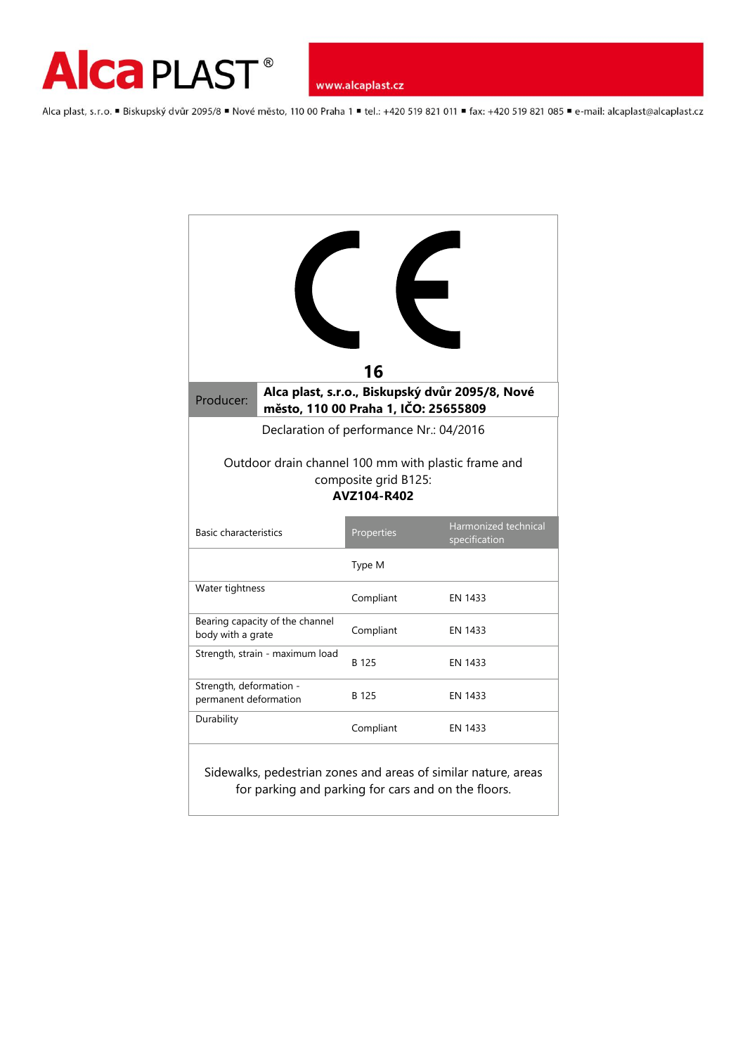# Alca PLAST®

www.alcaplast.cz

Alca plast, s.r.o. ▪ Biskupský dvůr 2095/8 ▪ Nové město, 110 00 Praha 1 ▪ tel.: +420 519 821 011 ▪ fax: +420 519 821 085 ▪ e-mail: alcaplast@alcaplast.cz

CE

**16**

| Producer: | **Alca plast, s.r.o., Biskupský dvůr 2095/8, Nové město, 110 00 Praha 1, IČO: 25655809** |
|---|---|

Declaration of performance Nr.: 04/2016

Outdoor drain channel 100 mm with plastic frame and composite grid B125:
**AVZ104-R402**

| Basic characteristics | Properties | Harmonized technical specification |
|---|---|---|
| | Type M | |
| Water tightness | Compliant | EN 1433 |
| Bearing capacity of the channel body with a grate | Compliant | EN 1433 |
| Strength, strain - maximum load | B 125 | EN 1433 |
| Strength, deformation - permanent deformation | B 125 | EN 1433 |
| Durability | Compliant | EN 1433 |

Sidewalks, pedestrian zones and areas of similar nature, areas for parking and parking for cars and on the floors.